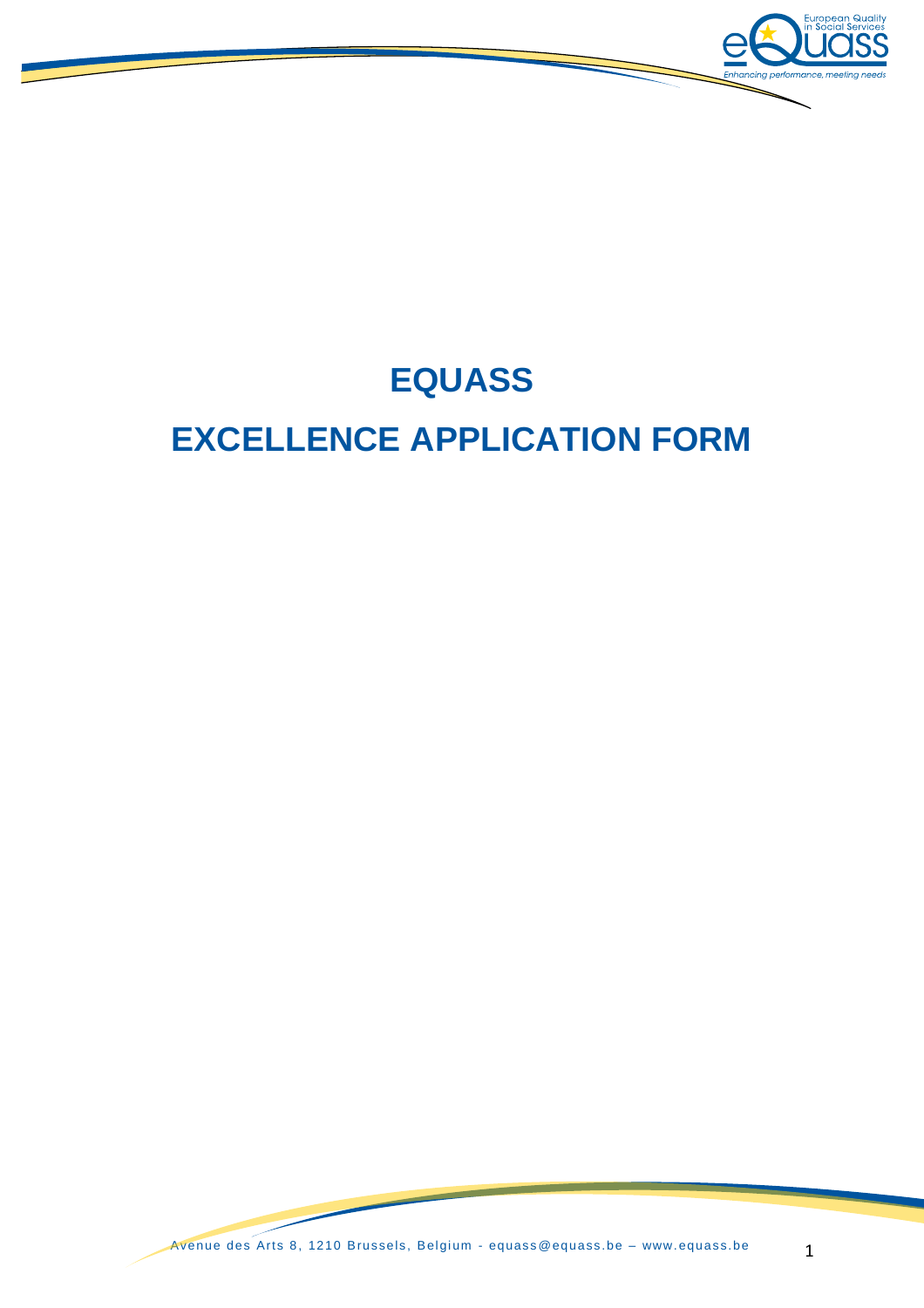# EQUASS

# EXCELLENCE APPLICATION FORM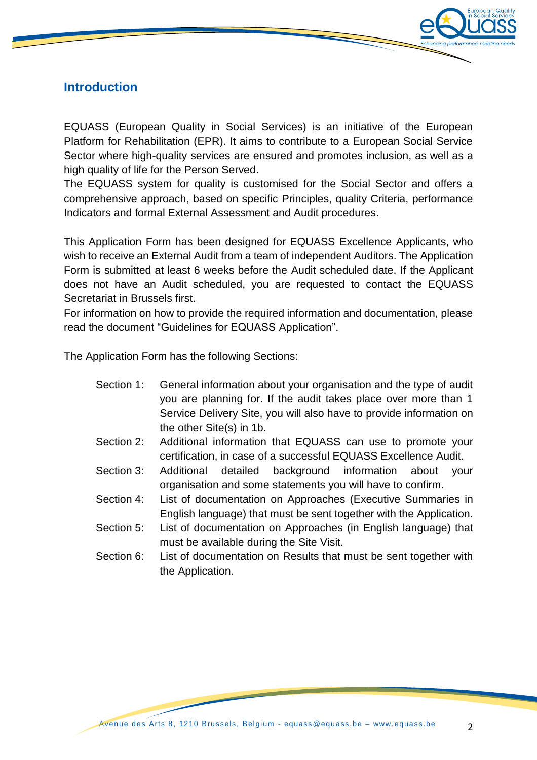## Introduction

EQUASS (European Quality in Social Services) is an initiative of the European Platform for Rehabilitation (EPR). It aims to contribute to a European Social Service Sector where high-quality services are ensured and promotes inclusion, as well as a high quality of life for the Person Served.
The EQUASS system for quality is customised for the Social Sector and offers a comprehensive approach, based on specific Principles, quality Criteria, performance Indicators and formal External Assessment and Audit procedures.

This Application Form has been designed for EQUASS Excellence Applicants, who wish to receive an External Audit from a team of independent Auditors. The Application Form is submitted at least 6 weeks before the Audit scheduled date. If the Applicant does not have an Audit scheduled, you are requested to contact the EQUASS Secretariat in Brussels first.
For information on how to provide the required information and documentation, please read the document "Guidelines for EQUASS Application".

The Application Form has the following Sections:

- Section 1: General information about your organisation and the type of audit you are planning for. If the audit takes place over more than 1 Service Delivery Site, you will also have to provide information on the other Site(s) in 1b.
- Section 2: Additional information that EQUASS can use to promote your certification, in case of a successful EQUASS Excellence Audit.
- Section 3: Additional detailed background information about your organisation and some statements you will have to confirm.
- Section 4: List of documentation on Approaches (Executive Summaries in English language) that must be sent together with the Application.
- Section 5: List of documentation on Approaches (in English language) that must be available during the Site Visit.
- Section 6: List of documentation on Results that must be sent together with the Application.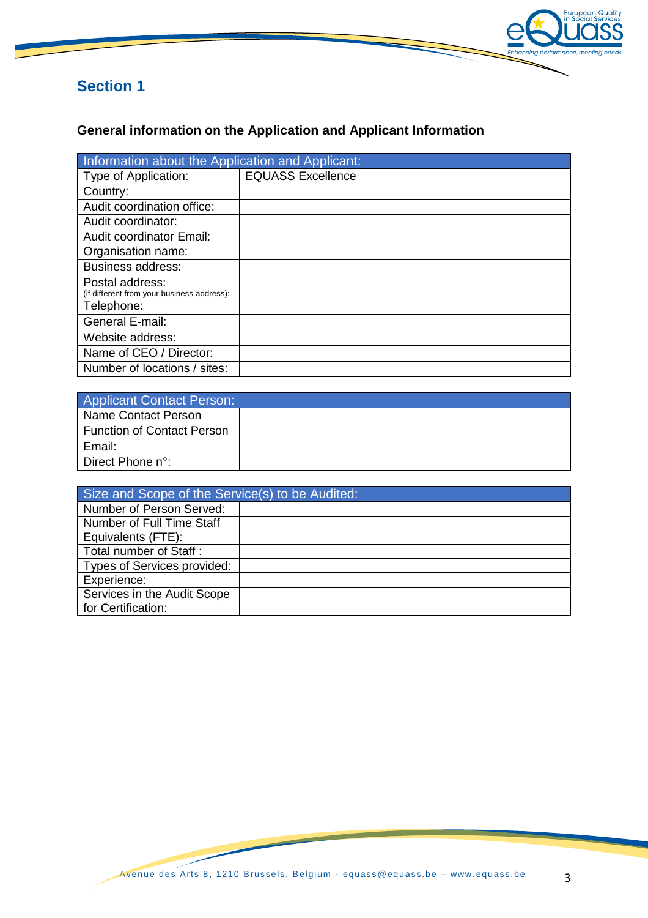# Section 1

## General information on the Application and Applicant Information

| Information about the Application and Applicant: | |
|---|---|
| Type of Application: | EQUASS Excellence |
| Country: | |
| Audit coordination office: | |
| Audit coordinator: | |
| Audit coordinator Email: | |
| Organisation name: | |
| Business address: | |
| Postal address: (if different from your business address): | |
| Telephone: | |
| General E-mail: | |
| Website address: | |
| Name of CEO / Director: | |
| Number of locations / sites: | |

| Applicant Contact Person: | |
|---|---|
| Name Contact Person | |
| Function of Contact Person | |
| Email: | |
| Direct Phone n°: | |

| Size and Scope of the Service(s) to be Audited: | |
|---|---|
| Number of Person Served: | |
| Number of Full Time Staff Equivalents (FTE): | |
| Total number of Staff : | |
| Types of Services provided: | |
| Experience: | |
| Services in the Audit Scope for Certification: | |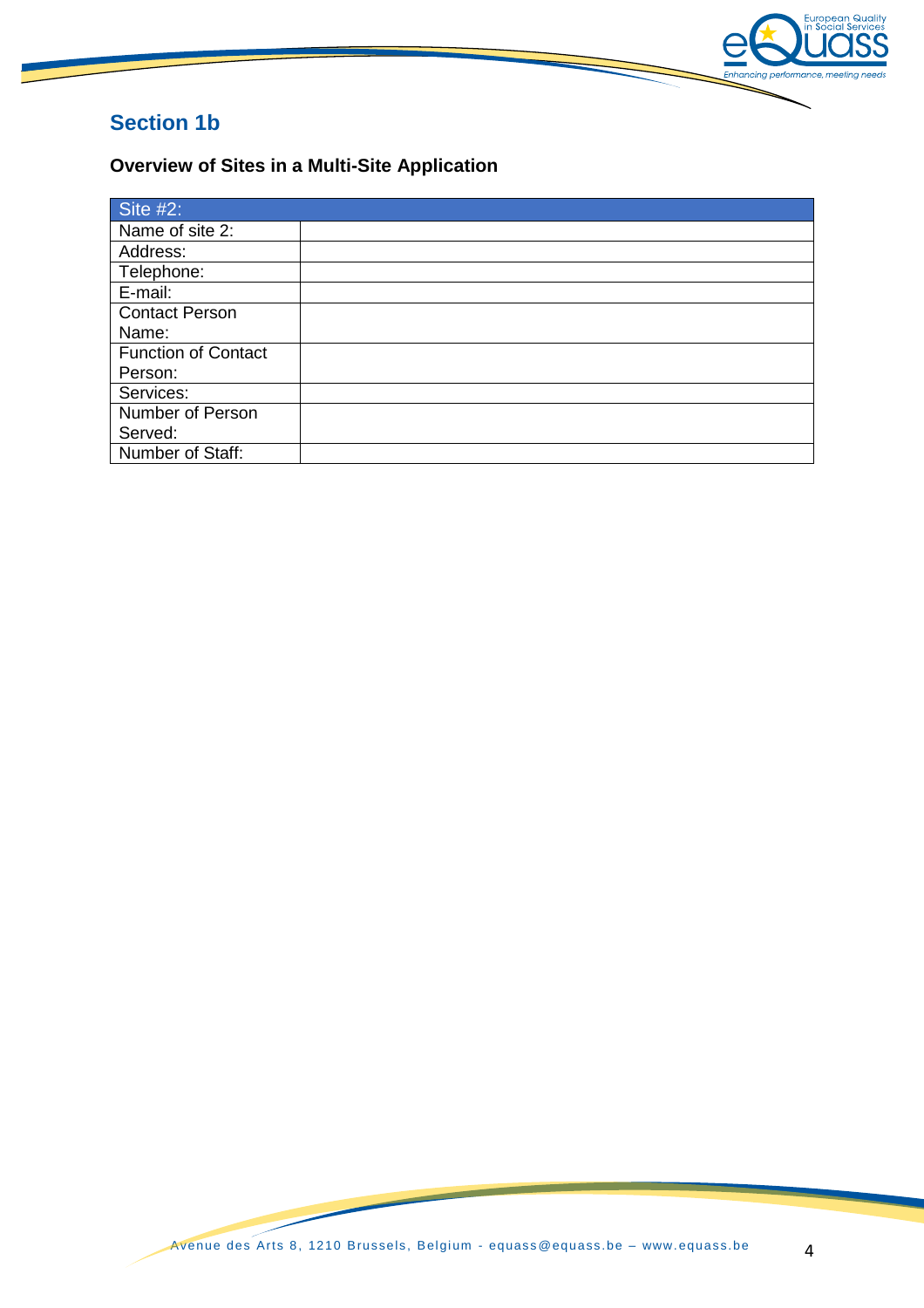## Section 1b

### Overview of Sites in a Multi-Site Application

| Site #2: | |
|---|---|
| Name of site 2: | |
| Address: | |
| Telephone: | |
| E-mail: | |
| Contact Person Name: | |
| Function of Contact Person: | |
| Services: | |
| Number of Person Served: | |
| Number of Staff: | |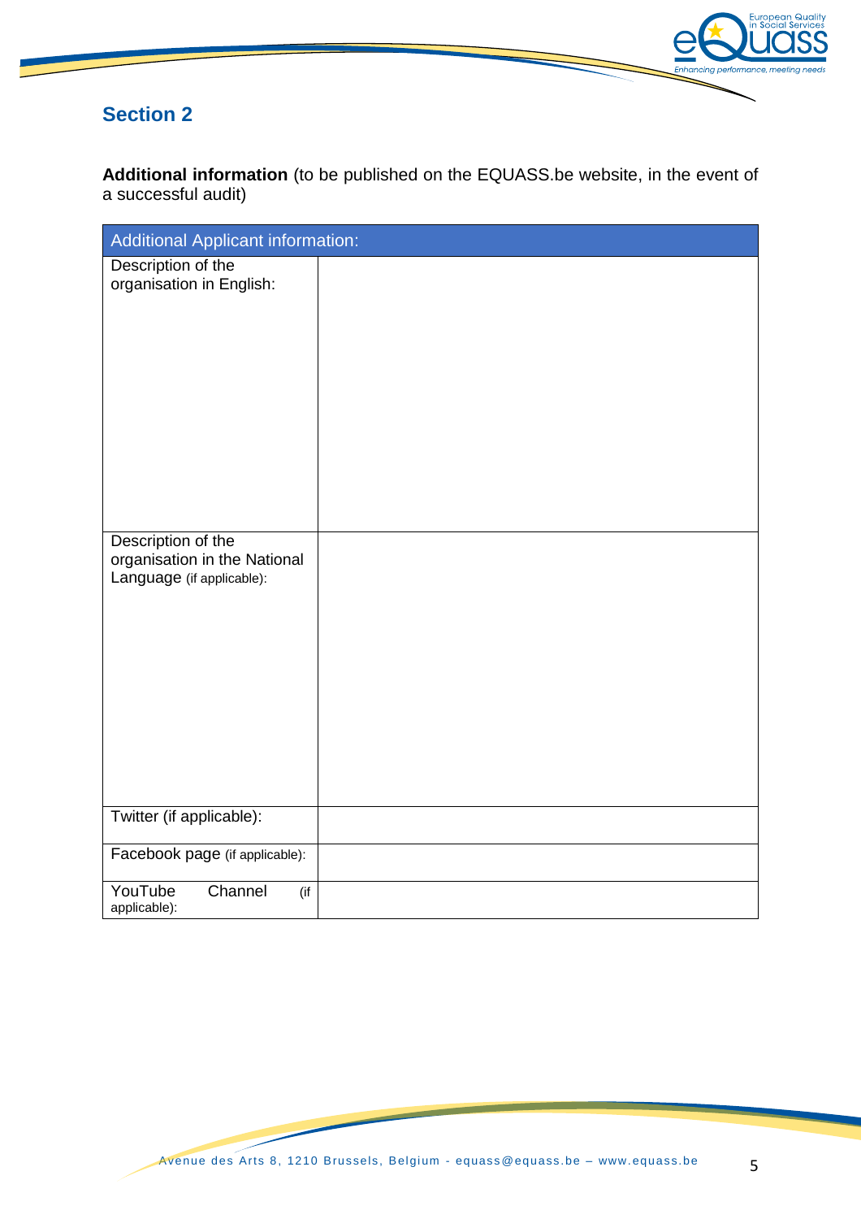## Section 2

**Additional information** (to be published on the EQUASS.be website, in the event of a successful audit)

| Additional Applicant information: | |
|---|---|
| Description of the organisation in English: | |
| Description of the organisation in the National Language (if applicable): | |
| Twitter (if applicable): | |
| Facebook page (if applicable): | |
| YouTube Channel (if applicable): | |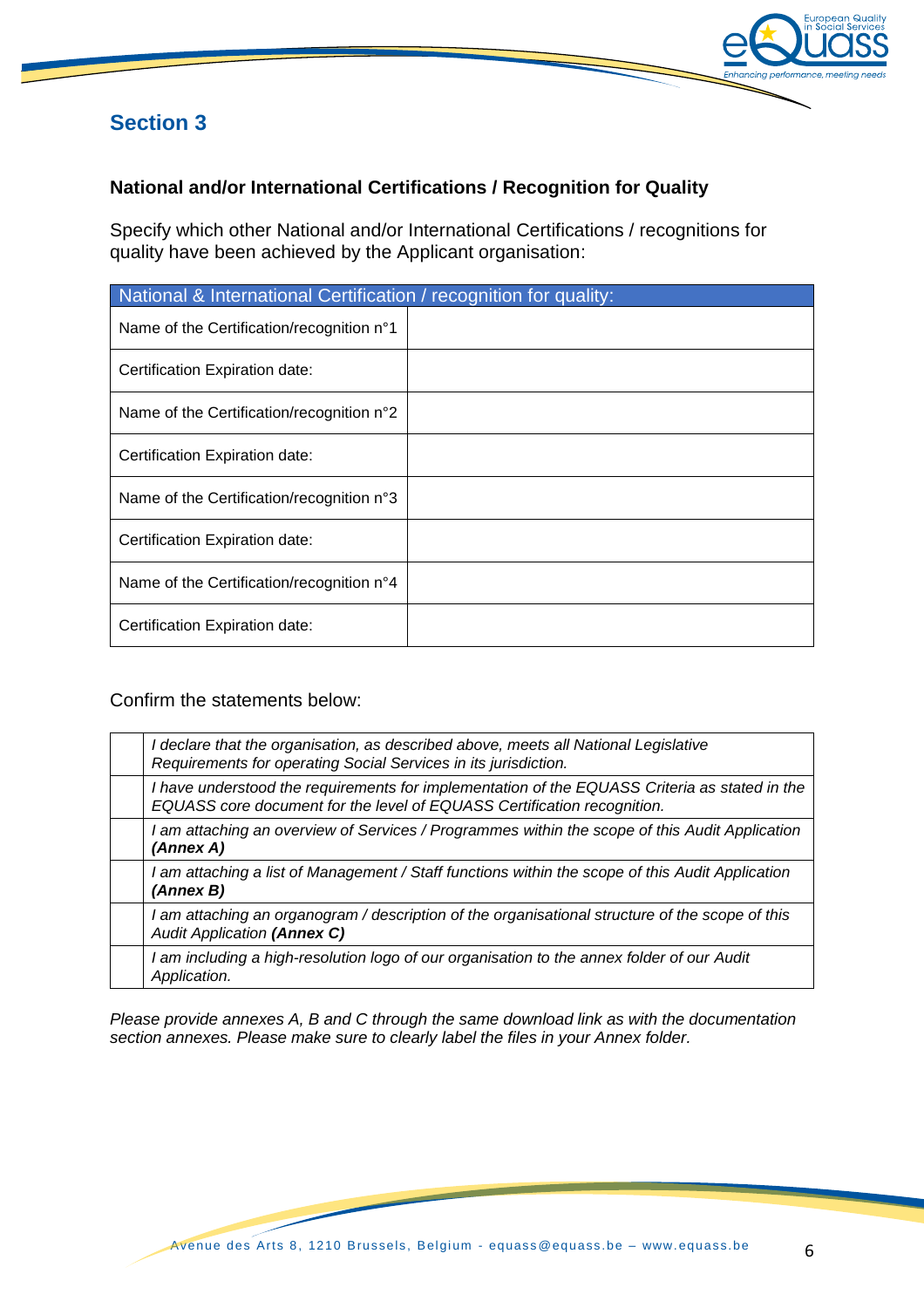## Section 3

### National and/or International Certifications / Recognition for Quality

Specify which other National and/or International Certifications / recognitions for quality have been achieved by the Applicant organisation:

| National & International Certification / recognition for quality: | |
|---|---|
| Name of the Certification/recognition n°1 | |
| Certification Expiration date: | |
| Name of the Certification/recognition n°2 | |
| Certification Expiration date: | |
| Name of the Certification/recognition n°3 | |
| Certification Expiration date: | |
| Name of the Certification/recognition n°4 | |
| Certification Expiration date: | |

Confirm the statements below:

| | |
|---|---|
| | *I declare that the organisation, as described above, meets all National Legislative Requirements for operating Social Services in its jurisdiction.* |
| | *I have understood the requirements for implementation of the EQUASS Criteria as stated in the EQUASS core document for the level of EQUASS Certification recognition.* |
| | *I am attaching an overview of Services / Programmes within the scope of this Audit Application **(Annex A)*** |
| | *I am attaching a list of Management / Staff functions within the scope of this Audit Application **(Annex B)*** |
| | *I am attaching an organogram / description of the organisational structure of the scope of this Audit Application **(Annex C)*** |
| | *I am including a high-resolution logo of our organisation to the annex folder of our Audit Application.* |

*Please provide annexes A, B and C through the same download link as with the documentation section annexes. Please make sure to clearly label the files in your Annex folder.*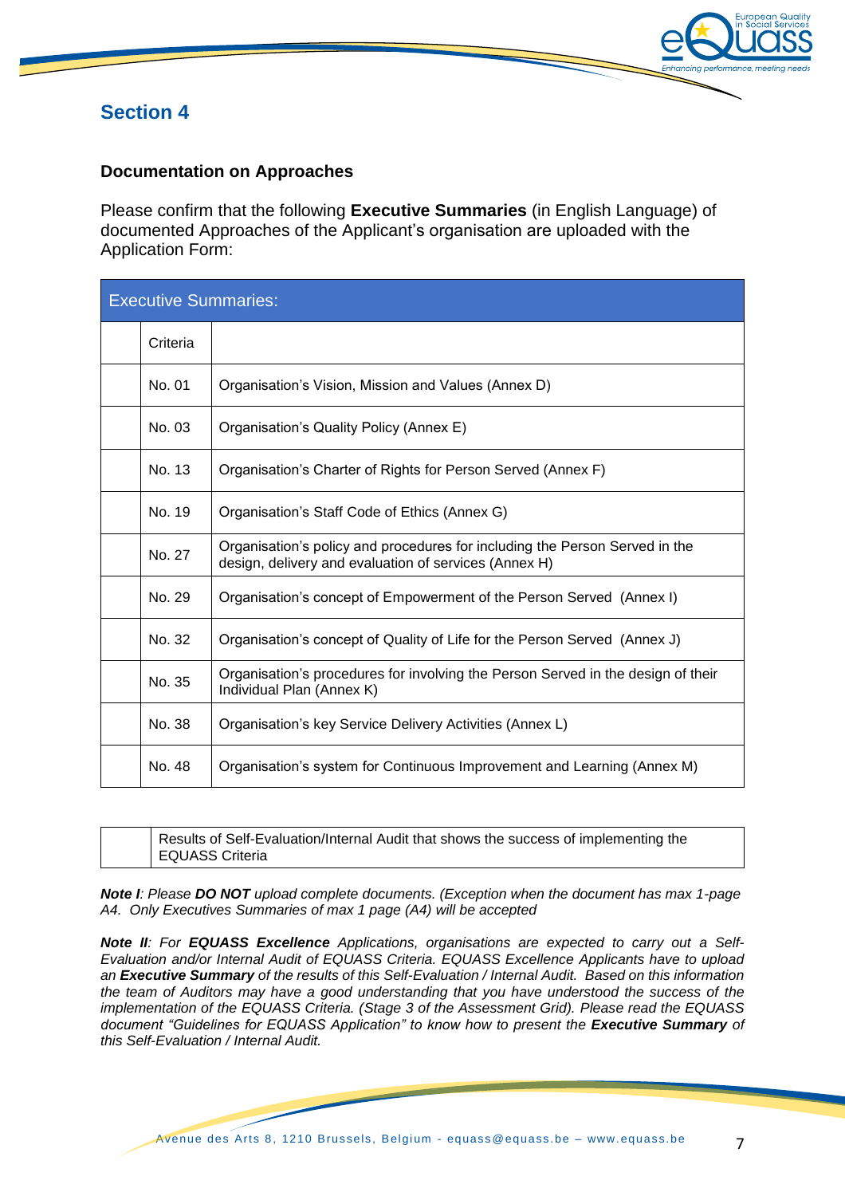## Section 4

### Documentation on Approaches

Please confirm that the following **Executive Summaries** (in English Language) of documented Approaches of the Applicant's organisation are uploaded with the Application Form:

| Executive Summaries: | | |
|---|---|---|
| | Criteria | |
| | No. 01 | Organisation's Vision, Mission and Values (Annex D) |
| | No. 03 | Organisation's Quality Policy (Annex E) |
| | No. 13 | Organisation's Charter of Rights for Person Served (Annex F) |
| | No. 19 | Organisation's Staff Code of Ethics (Annex G) |
| | No. 27 | Organisation's policy and procedures for including the Person Served in the design, delivery and evaluation of services (Annex H) |
| | No. 29 | Organisation's concept of Empowerment of the Person Served (Annex I) |
| | No. 32 | Organisation's concept of Quality of Life for the Person Served (Annex J) |
| | No. 35 | Organisation's procedures for involving the Person Served in the design of their Individual Plan (Annex K) |
| | No. 38 | Organisation's key Service Delivery Activities (Annex L) |
| | No. 48 | Organisation's system for Continuous Improvement and Learning (Annex M) |

| | |
|---|---|
| | Results of Self-Evaluation/Internal Audit that shows the success of implementing the EQUASS Criteria |

***Note I****: Please* ***DO NOT*** *upload complete documents. (Exception when the document has max 1-page A4. Only Executives Summaries of max 1 page (A4) will be accepted*

***Note II****: For* ***EQUASS Excellence*** *Applications, organisations are expected to carry out a Self-Evaluation and/or Internal Audit of EQUASS Criteria. EQUASS Excellence Applicants have to upload an* ***Executive Summary*** *of the results of this Self-Evaluation / Internal Audit. Based on this information the team of Auditors may have a good understanding that you have understood the success of the implementation of the EQUASS Criteria. (Stage 3 of the Assessment Grid). Please read the EQUASS document "Guidelines for EQUASS Application" to know how to present the* ***Executive Summary*** *of this Self-Evaluation / Internal Audit.*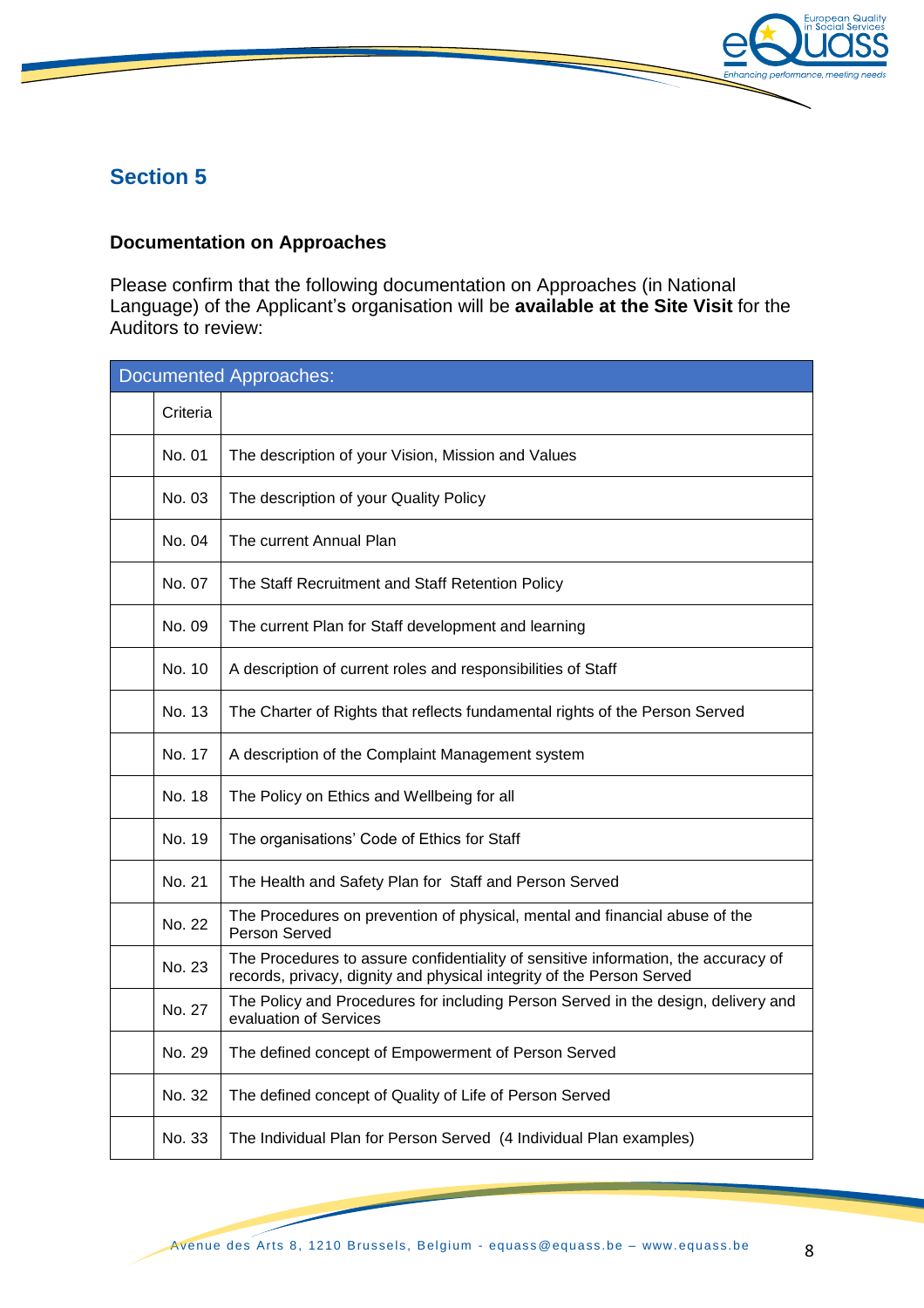## Section 5

**Documentation on Approaches**

Please confirm that the following documentation on Approaches (in National Language) of the Applicant's organisation will be **available at the Site Visit** for the Auditors to review:

| Documented Approaches: | | |
|---|---|---|
| | Criteria | |
| | No. 01 | The description of your Vision, Mission and Values |
| | No. 03 | The description of your Quality Policy |
| | No. 04 | The current Annual Plan |
| | No. 07 | The Staff Recruitment and Staff Retention Policy |
| | No. 09 | The current Plan for Staff development and learning |
| | No. 10 | A description of current roles and responsibilities of Staff |
| | No. 13 | The Charter of Rights that reflects fundamental rights of the Person Served |
| | No. 17 | A description of the Complaint Management system |
| | No. 18 | The Policy on Ethics and Wellbeing for all |
| | No. 19 | The organisations' Code of Ethics for Staff |
| | No. 21 | The Health and Safety Plan for Staff and Person Served |
| | No. 22 | The Procedures on prevention of physical, mental and financial abuse of the Person Served |
| | No. 23 | The Procedures to assure confidentiality of sensitive information, the accuracy of records, privacy, dignity and physical integrity of the Person Served |
| | No. 27 | The Policy and Procedures for including Person Served in the design, delivery and evaluation of Services |
| | No. 29 | The defined concept of Empowerment of Person Served |
| | No. 32 | The defined concept of Quality of Life of Person Served |
| | No. 33 | The Individual Plan for Person Served (4 Individual Plan examples) |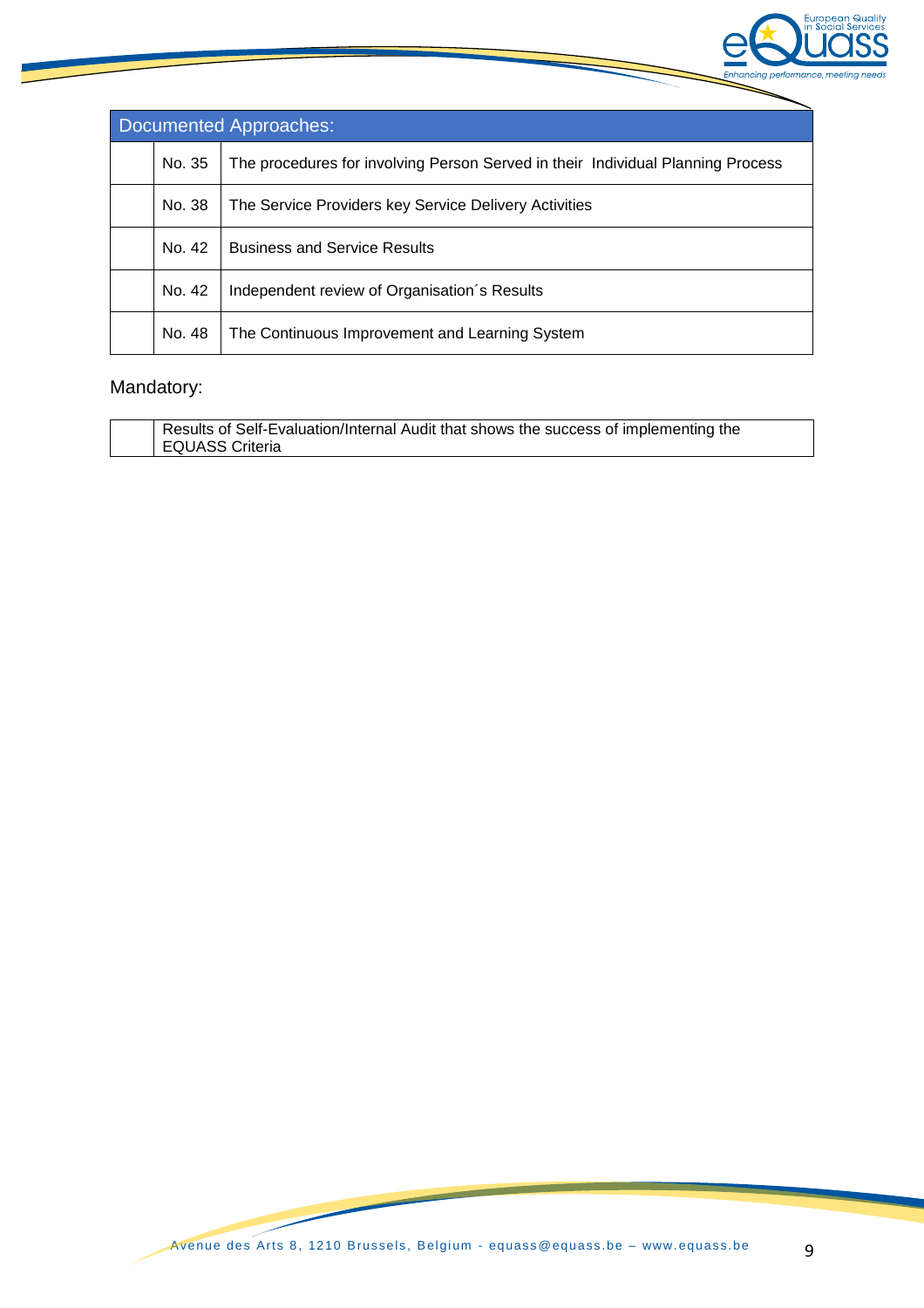| Documented Approaches: | | |
|---|---|---|
| | No. 35 | The procedures for involving Person Served in their Individual Planning Process |
| | No. 38 | The Service Providers key Service Delivery Activities |
| | No. 42 | Business and Service Results |
| | No. 42 | Independent review of Organisation´s Results |
| | No. 48 | The Continuous Improvement and Learning System |

Mandatory:

| | |
|---|---|
| | Results of Self-Evaluation/Internal Audit that shows the success of implementing the EQUASS Criteria |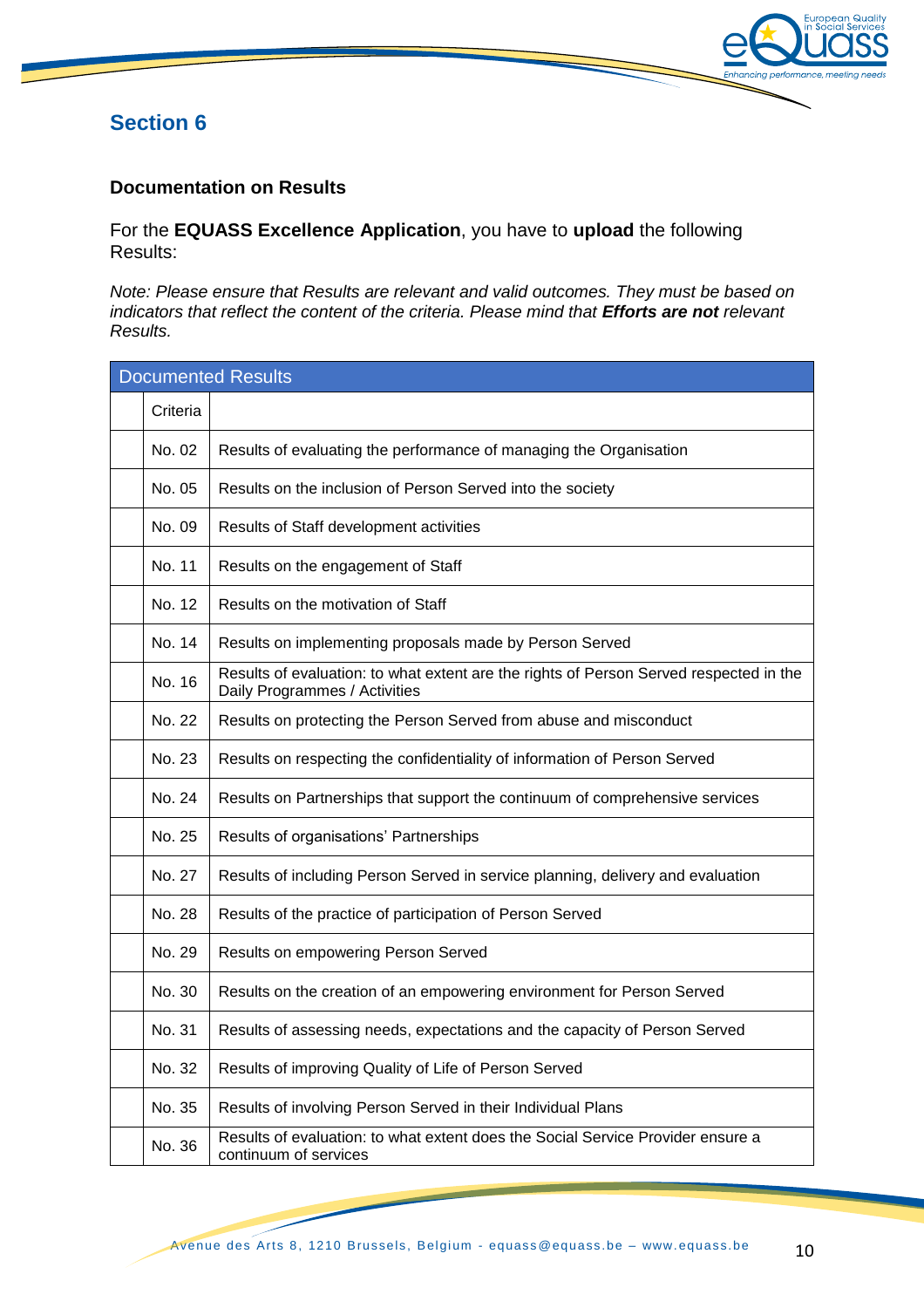## Section 6

### Documentation on Results

For the **EQUASS Excellence Application**, you have to **upload** the following Results:

*Note: Please ensure that Results are relevant and valid outcomes. They must be based on indicators that reflect the content of the criteria. Please mind that* ***Efforts are not*** *relevant Results.*

| Documented Results | | |
|---|---|---|
| | Criteria | |
| | No. 02 | Results of evaluating the performance of managing the Organisation |
| | No. 05 | Results on the inclusion of Person Served into the society |
| | No. 09 | Results of Staff development activities |
| | No. 11 | Results on the engagement of Staff |
| | No. 12 | Results on the motivation of Staff |
| | No. 14 | Results on implementing proposals made by Person Served |
| | No. 16 | Results of evaluation: to what extent are the rights of Person Served respected in the Daily Programmes / Activities |
| | No. 22 | Results on protecting the Person Served from abuse and misconduct |
| | No. 23 | Results on respecting the confidentiality of information of Person Served |
| | No. 24 | Results on Partnerships that support the continuum of comprehensive services |
| | No. 25 | Results of organisations' Partnerships |
| | No. 27 | Results of including Person Served in service planning, delivery and evaluation |
| | No. 28 | Results of the practice of participation of Person Served |
| | No. 29 | Results on empowering Person Served |
| | No. 30 | Results on the creation of an empowering environment for Person Served |
| | No. 31 | Results of assessing needs, expectations and the capacity of Person Served |
| | No. 32 | Results of improving Quality of Life of Person Served |
| | No. 35 | Results of involving Person Served in their Individual Plans |
| | No. 36 | Results of evaluation: to what extent does the Social Service Provider ensure a continuum of services |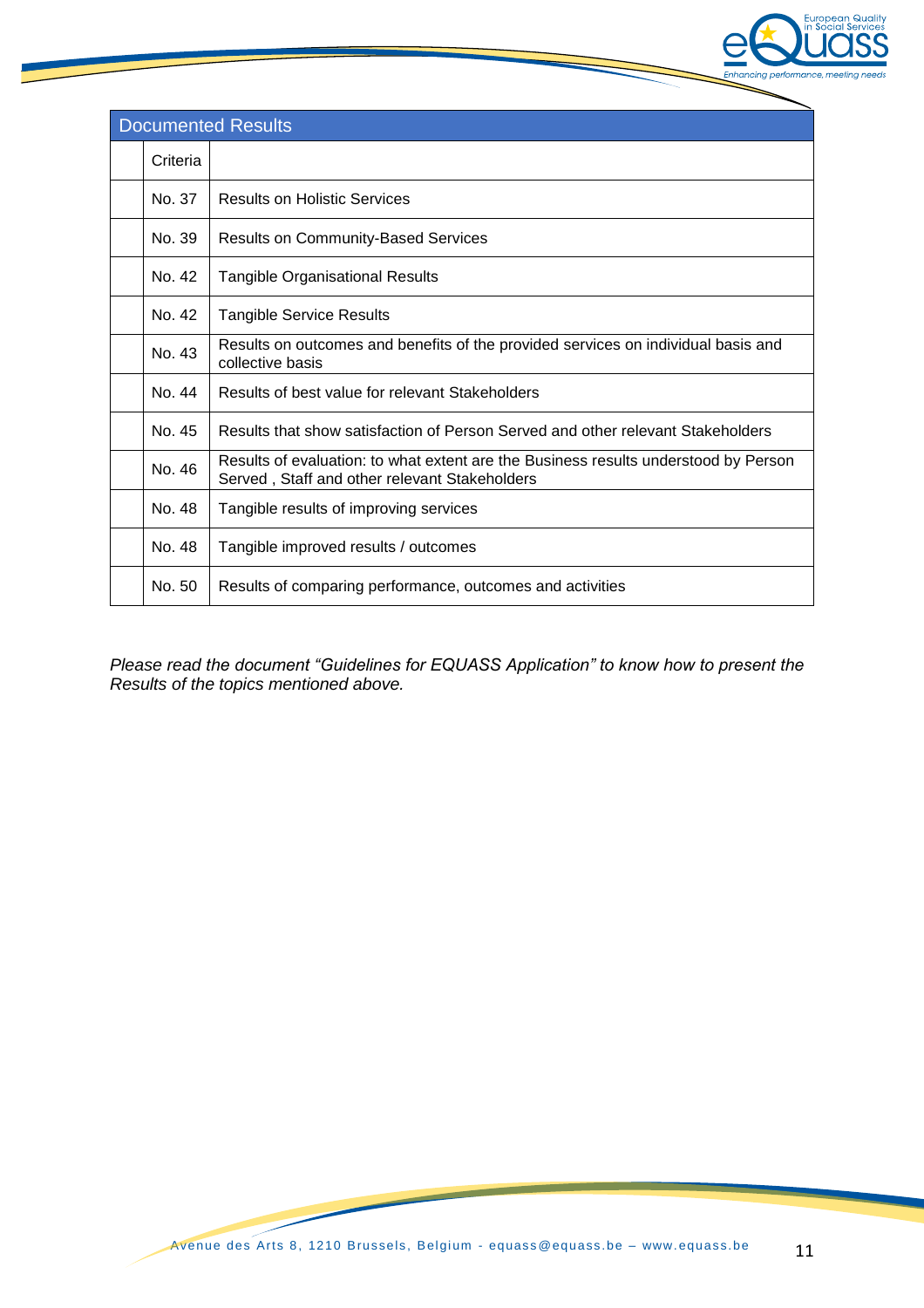| Documented Results | | |
|---|---|---|
| | Criteria | |
| | No. 37 | Results on Holistic Services |
| | No. 39 | Results on Community-Based Services |
| | No. 42 | Tangible Organisational Results |
| | No. 42 | Tangible Service Results |
| | No. 43 | Results on outcomes and benefits of the provided services on individual basis and collective basis |
| | No. 44 | Results of best value for relevant Stakeholders |
| | No. 45 | Results that show satisfaction of Person Served and other relevant Stakeholders |
| | No. 46 | Results of evaluation: to what extent are the Business results understood by Person Served , Staff and other relevant Stakeholders |
| | No. 48 | Tangible results of improving services |
| | No. 48 | Tangible improved results / outcomes |
| | No. 50 | Results of comparing performance, outcomes and activities |

*Please read the document "Guidelines for EQUASS Application" to know how to present the Results of the topics mentioned above.*